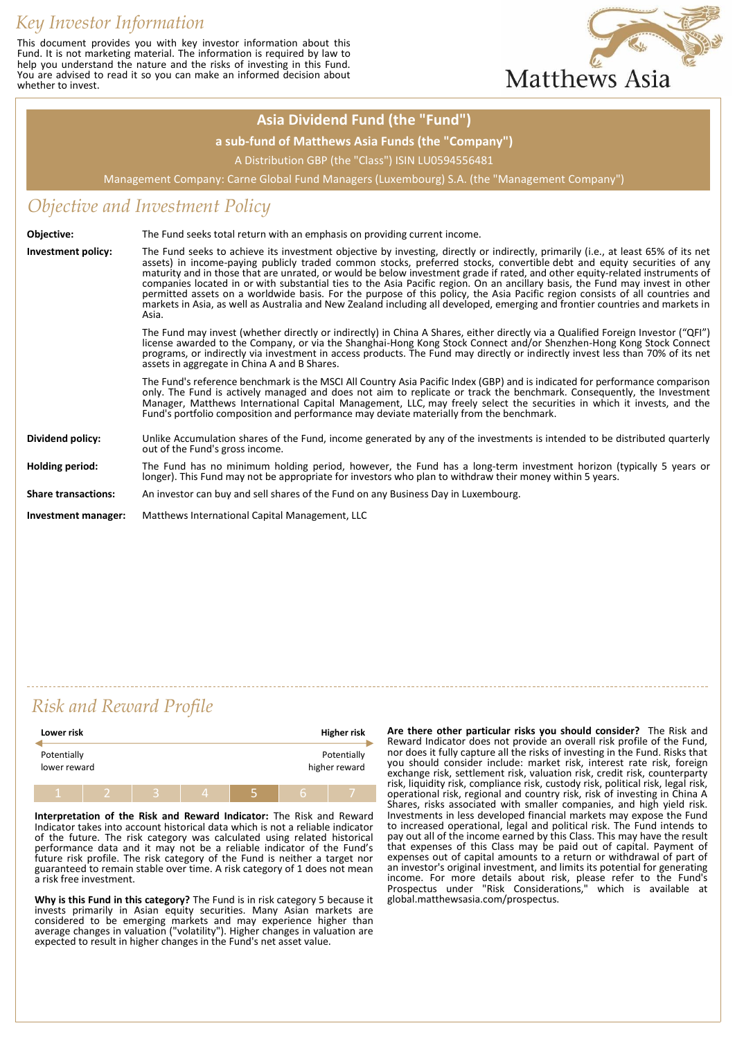# Key Investor Information

This document provides you with key investor information about this Fund. It is not marketing material. The information is required by law to help you understand the nature and the risks of investing in this Fund. You are advised to read it so you can make an informed decision about whether to invest.

Matthews Asia

## Asia Dividend Fund (the "Fund")

**a sub-fund of Matthews Asia Funds (the "Company")**

A Distribution GBP (the "Class") ISIN LU0594556481

Management Company: Carne Global Fund Managers (Luxembourg) S.A. (the "Management Company")

## Objective and Investment Policy

**Objective:** The Fund seeks total return with an emphasis on providing current income.

**Investment policy:** The Fund seeks to achieve its investment objective by investing, directly or indirectly, primarily (i.e., at least 65% of its net assets) in income-paying publicly traded common stocks, preferred stocks, convertible debt and equity securities of any maturity and in those that are unrated, or would be below investment grade if rated, and other equity-related instruments of companies located in or with substantial ties to the Asia Pacific region. On an ancillary basis, the Fund may invest in other permitted assets on a worldwide basis. For the purpose of this policy, the Asia Pacific region consists of all countries and markets in Asia, as well as Australia and New Zealand including all developed, emerging and frontier countries and markets in Asia.

The Fund may invest (whether directly or indirectly) in China A Shares, either directly via a Qualified Foreign Investor ("QFI") license awarded to the Company, or via the Shanghai-Hong Kong Stock Connect and/or Shenzhen-Hong Kong Stock Connect programs, or indirectly via investment in access products. The Fund may directly or indirectly invest less than 70% of its net assets in aggregate in China A and B Shares.

The Fund's reference benchmark is the MSCI All Country Asia Pacific Index (GBP) and is indicated for performance comparison only. The Fund is actively managed and does not aim to replicate or track the benchmark. Consequently, the Investment Manager, Matthews International Capital Management, LLC, may freely select the securities in which it invests, and the Fund's portfolio composition and performance may deviate materially from the benchmark.

**Dividend policy:** Unlike Accumulation shares of the Fund, income generated by any of the investments is intended to be distributed quarterly out of the Fund's gross income.

**Holding period:** The Fund has no minimum holding period, however, the Fund has a long-term investment horizon (typically 5 years or longer). This Fund may not be appropriate for investors who plan to withdraw their money within 5 years.

**Share transactions:** An investor can buy and sell shares of the Fund on any Business Day in Luxembourg.

**Investment manager:** Matthews International Capital Management, LLC

## Risk and Reward Profile

| **Lower risk** | | | | | | **Higher risk** |
|---|---|---|---|---|---|---|
| Potentially lower reward | | | | | | Potentially higher reward |
| 1 | 2 | 3 | 4 | **5** | 6 | 7 |

**Interpretation of the Risk and Reward Indicator:** The Risk and Reward Indicator takes into account historical data which is not a reliable indicator of the future. The risk category was calculated using related historical performance data and it may not be a reliable indicator of the Fund's future risk profile. The risk category of the Fund is neither a target nor guaranteed to remain stable over time. A risk category of 1 does not mean a risk free investment.

**Why is this Fund in this category?** The Fund is in risk category 5 because it invests primarily in Asian equity securities. Many Asian markets are considered to be emerging markets and may experience higher than average changes in valuation ("volatility"). Higher changes in valuation are expected to result in higher changes in the Fund's net asset value.

**Are there other particular risks you should consider?** The Risk and Reward Indicator does not provide an overall risk profile of the Fund, nor does it fully capture all the risks of investing in the Fund. Risks that you should consider include: market risk, interest rate risk, foreign exchange risk, settlement risk, valuation risk, credit risk, counterparty risk, liquidity risk, compliance risk, custody risk, political risk, legal risk, operational risk, regional and country risk, risk of investing in China A Shares, risks associated with smaller companies, and high yield risk. Investments in less developed financial markets may expose the Fund to increased operational, legal and political risk. The Fund intends to pay out all of the income earned by this Class. This may have the result that expenses of this Class may be paid out of capital. Payment of expenses out of capital amounts to a return or withdrawal of part of an investor's original investment, and limits its potential for generating income. For more details about risk, please refer to the Fund's Prospectus under "Risk Considerations," which is available at global.matthewsasia.com/prospectus.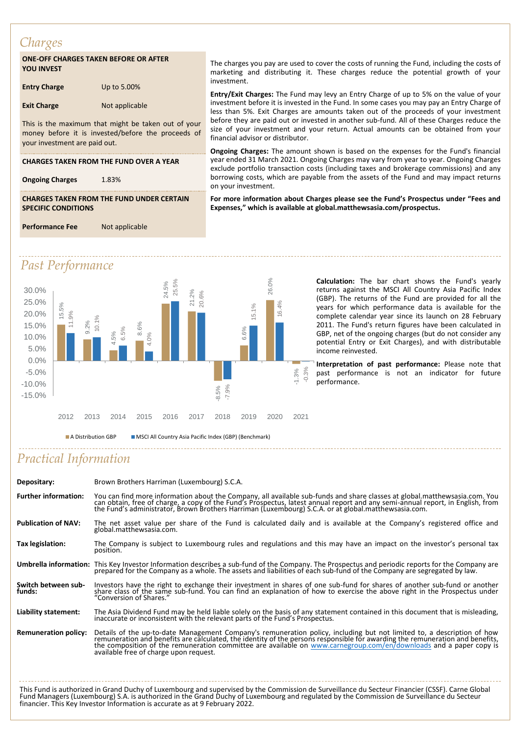## Charges

| | |
|---|---|
| **ONE-OFF CHARGES TAKEN BEFORE OR AFTER YOU INVEST** | |
| **Entry Charge** | Up to 5.00% |
| **Exit Charge** | Not applicable |
| This is the maximum that might be taken out of your money before it is invested/before the proceeds of your investment are paid out. | |
| **CHARGES TAKEN FROM THE FUND OVER A YEAR** | |
| **Ongoing Charges** | 1.83% |
| **CHARGES TAKEN FROM THE FUND UNDER CERTAIN SPECIFIC CONDITIONS** | |
| **Performance Fee** | Not applicable |

The charges you pay are used to cover the costs of running the Fund, including the costs of marketing and distributing it. These charges reduce the potential growth of your investment.

**Entry/Exit Charges:** The Fund may levy an Entry Charge of up to 5% on the value of your investment before it is invested in the Fund. In some cases you may pay an Entry Charge of less than 5%. Exit Charges are amounts taken out of the proceeds of your investment before they are paid out or invested in another sub-fund. All of these Charges reduce the size of your investment and your return. Actual amounts can be obtained from your financial advisor or distributor.

**Ongoing Charges:** The amount shown is based on the expenses for the Fund's financial year ended 31 March 2021. Ongoing Charges may vary from year to year. Ongoing Charges exclude portfolio transaction costs (including taxes and brokerage commissions) and any borrowing costs, which are payable from the assets of the Fund and may impact returns on your investment.

**For more information about Charges please see the Fund's Prospectus under "Fees and Expenses," which is available at global.matthewsasia.com/prospectus.**

## Past Performance

30.0%
25.0%
20.0%
15.0%
10.0%
5.0%
0.0%
-5.0%
-10.0%
-15.0%

15.5% 11.9%
9.2% 10.1%
4.5% 6.5%
8.6% 4.0%
24.5% 25.5%
21.2% 20.6%
-8.5% -7.9%
6.6% 15.1%
26.0% 16.4%
-1.3% -0.3%

2012 2013 2014 2015 2016 2017 2018 2019 2020 2021

A Distribution GBP
MSCI All Country Asia Pacific Index (GBP) (Benchmark)

**Calculation:** The bar chart shows the Fund's yearly returns against the MSCI All Country Asia Pacific Index (GBP). The returns of the Fund are provided for all the years for which performance data is available for the complete calendar year since its launch on 28 February 2011. The Fund's return figures have been calculated in GBP, net of the ongoing charges (but do not consider any potential Entry or Exit Charges), and with distributable income reinvested.

**Interpretation of past performance:** Please note that past performance is not an indicator for future performance.

## Practical Information

**Depositary:** Brown Brothers Harriman (Luxembourg) S.C.A.

**Further information:** You can find more information about the Company, all available sub-funds and share classes at global.matthewsasia.com. You can obtain, free of charge, a copy of the Fund's Prospectus, latest annual report and any semi-annual report, in English, from the Fund's administrator, Brown Brothers Harriman (Luxembourg) S.C.A. or at global.matthewsasia.com.

**Publication of NAV:** The net asset value per share of the Fund is calculated daily and is available at the Company's registered office and global.matthewsasia.com.

**Tax legislation:** The Company is subject to Luxembourg rules and regulations and this may have an impact on the investor's personal tax position.

**Umbrella information:** This Key Investor Information describes a sub-fund of the Company. The Prospectus and periodic reports for the Company are prepared for the Company as a whole. The assets and liabilities of each sub-fund of the Company are segregated by law.

**Switch between sub-funds:** Investors have the right to exchange their investment in shares of one sub-fund for shares of another sub-fund or another share class of the same sub-fund. You can find an explanation of how to exercise the above right in the Prospectus under "Conversion of Shares."

**Liability statement:** The Asia Dividend Fund may be held liable solely on the basis of any statement contained in this document that is misleading, inaccurate or inconsistent with the relevant parts of the Fund's Prospectus.

**Remuneration policy:** Details of the up-to-date Management Company's remuneration policy, including but not limited to, a description of how remuneration and benefits are calculated, the identity of the persons responsible for awarding the remuneration and benefits, the composition of the remuneration committee are available on www.carnegroup.com/en/downloads and a paper copy is available free of charge upon request.

This Fund is authorized in Grand Duchy of Luxembourg and supervised by the Commission de Surveillance du Secteur Financier (CSSF). Carne Global Fund Managers (Luxembourg) S.A. is authorized in the Grand Duchy of Luxembourg and regulated by the Commission de Surveillance du Secteur financier. This Key Investor Information is accurate as at 9 February 2022.